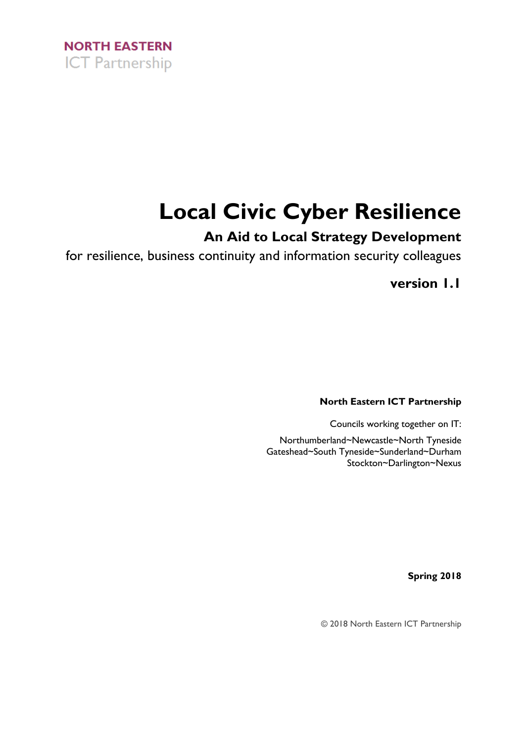**NORTH EASTERN**
ICT Partnership

# Local Civic Cyber Resilience

## An Aid to Local Strategy Development

for resilience, business continuity and information security colleagues

**version 1.1**

**North Eastern ICT Partnership**

Councils working together on IT:

Northumberland~Newcastle~North Tyneside
Gateshead~South Tyneside~Sunderland~Durham
Stockton~Darlington~Nexus

**Spring 2018**

© 2018 North Eastern ICT Partnership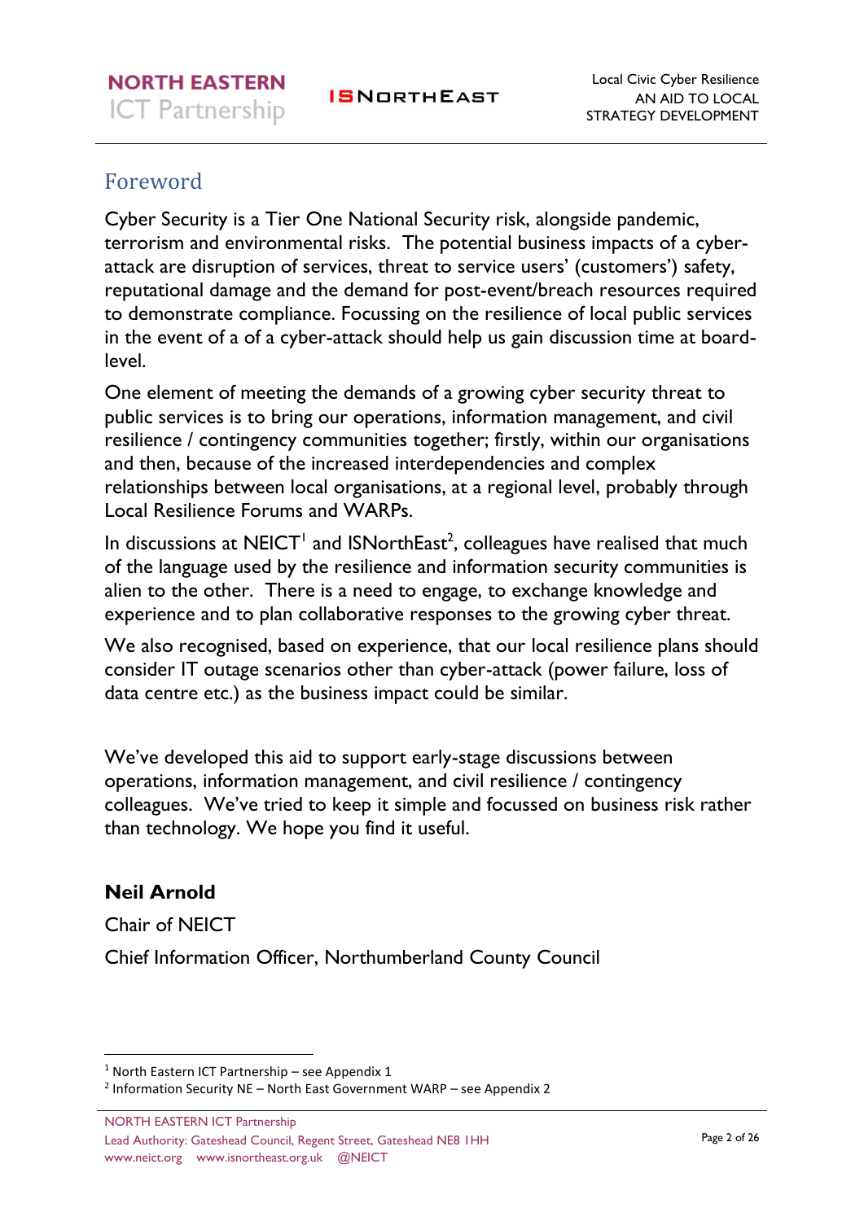## Foreword

Cyber Security is a Tier One National Security risk, alongside pandemic, terrorism and environmental risks.  The potential business impacts of a cyber-attack are disruption of services, threat to service users' (customers') safety, reputational damage and the demand for post-event/breach resources required to demonstrate compliance. Focussing on the resilience of local public services in the event of a of a cyber-attack should help us gain discussion time at board-level.

One element of meeting the demands of a growing cyber security threat to public services is to bring our operations, information management, and civil resilience / contingency communities together; firstly, within our organisations and then, because of the increased interdependencies and complex relationships between local organisations, at a regional level, probably through Local Resilience Forums and WARPs.

In discussions at NEICT[1] and ISNorthEast[2], colleagues have realised that much of the language used by the resilience and information security communities is alien to the other.  There is a need to engage, to exchange knowledge and experience and to plan collaborative responses to the growing cyber threat.

We also recognised, based on experience, that our local resilience plans should consider IT outage scenarios other than cyber-attack (power failure, loss of data centre etc.) as the business impact could be similar.

We've developed this aid to support early-stage discussions between operations, information management, and civil resilience / contingency colleagues.  We've tried to keep it simple and focussed on business risk rather than technology. We hope you find it useful.

**Neil Arnold**

Chair of NEICT

Chief Information Officer, Northumberland County Council

---

[1] North Eastern ICT Partnership – see Appendix 1

[2] Information Security NE – North East Government WARP – see Appendix 2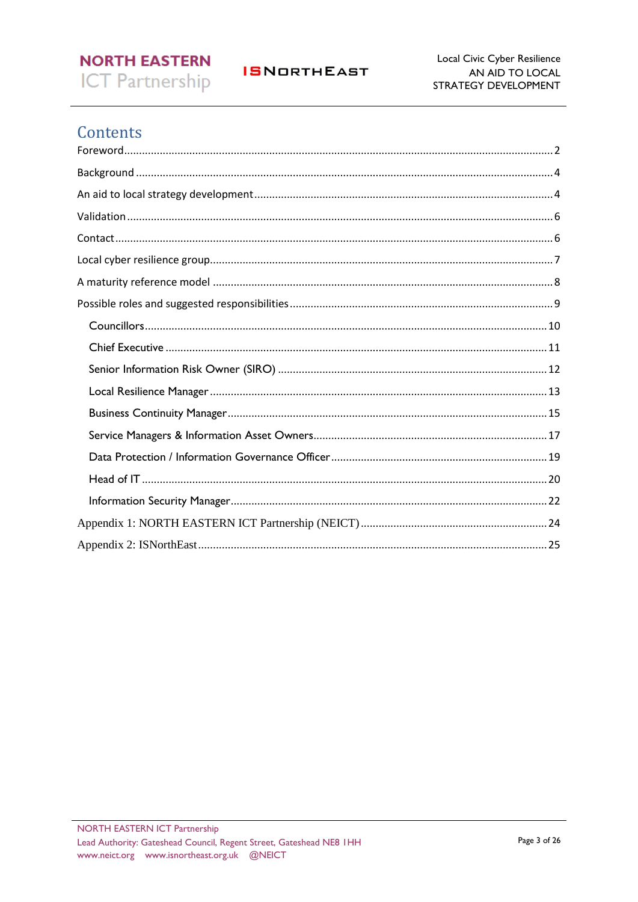# Contents

Foreword ... 2

Background ... 4

An aid to local strategy development ... 4

Validation ... 6

Contact ... 6

Local cyber resilience group ... 7

A maturity reference model ... 8

Possible roles and suggested responsibilities ... 9

- Councillors ... 10
- Chief Executive ... 11
- Senior Information Risk Owner (SIRO) ... 12
- Local Resilience Manager ... 13
- Business Continuity Manager ... 15
- Service Managers & Information Asset Owners ... 17
- Data Protection / Information Governance Officer ... 19
- Head of IT ... 20
- Information Security Manager ... 22

Appendix 1: NORTH EASTERN ICT Partnership (NEICT) ... 24

Appendix 2: ISNorthEast ... 25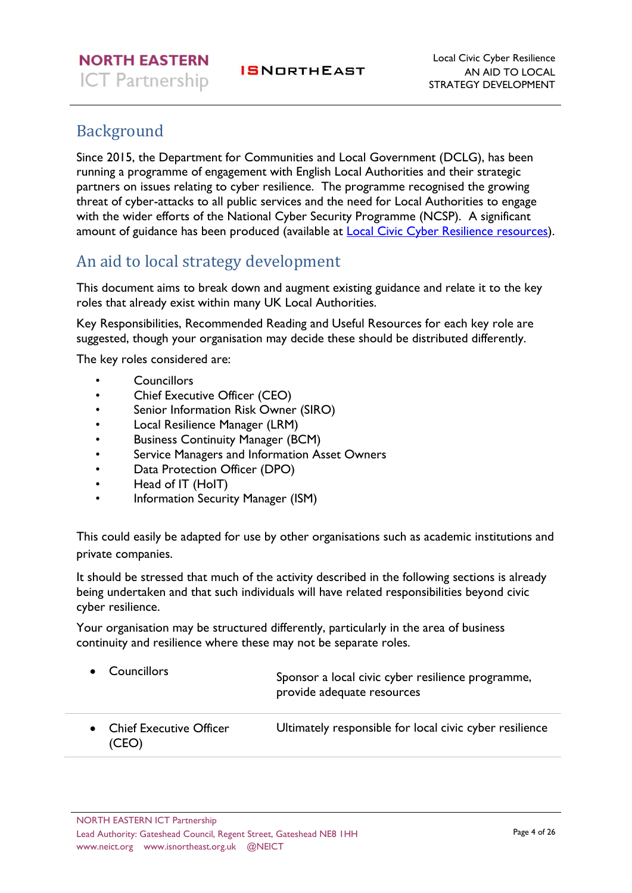## Background

Since 2015, the Department for Communities and Local Government (DCLG), has been running a programme of engagement with English Local Authorities and their strategic partners on issues relating to cyber resilience. The programme recognised the growing threat of cyber-attacks to all public services and the need for Local Authorities to engage with the wider efforts of the National Cyber Security Programme (NCSP). A significant amount of guidance has been produced (available at Local Civic Cyber Resilience resources).

## An aid to local strategy development

This document aims to break down and augment existing guidance and relate it to the key roles that already exist within many UK Local Authorities.

Key Responsibilities, Recommended Reading and Useful Resources for each key role are suggested, though your organisation may decide these should be distributed differently.

The key roles considered are:

- Councillors
- Chief Executive Officer (CEO)
- Senior Information Risk Owner (SIRO)
- Local Resilience Manager (LRM)
- Business Continuity Manager (BCM)
- Service Managers and Information Asset Owners
- Data Protection Officer (DPO)
- Head of IT (HoIT)
- Information Security Manager (ISM)

This could easily be adapted for use by other organisations such as academic institutions and private companies.

It should be stressed that much of the activity described in the following sections is already being undertaken and that such individuals will have related responsibilities beyond civic cyber resilience.

Your organisation may be structured differently, particularly in the area of business continuity and resilience where these may not be separate roles.

| Role | Responsibility |
|---|---|
| • Councillors | Sponsor a local civic cyber resilience programme, provide adequate resources |
| • Chief Executive Officer (CEO) | Ultimately responsible for local civic cyber resilience |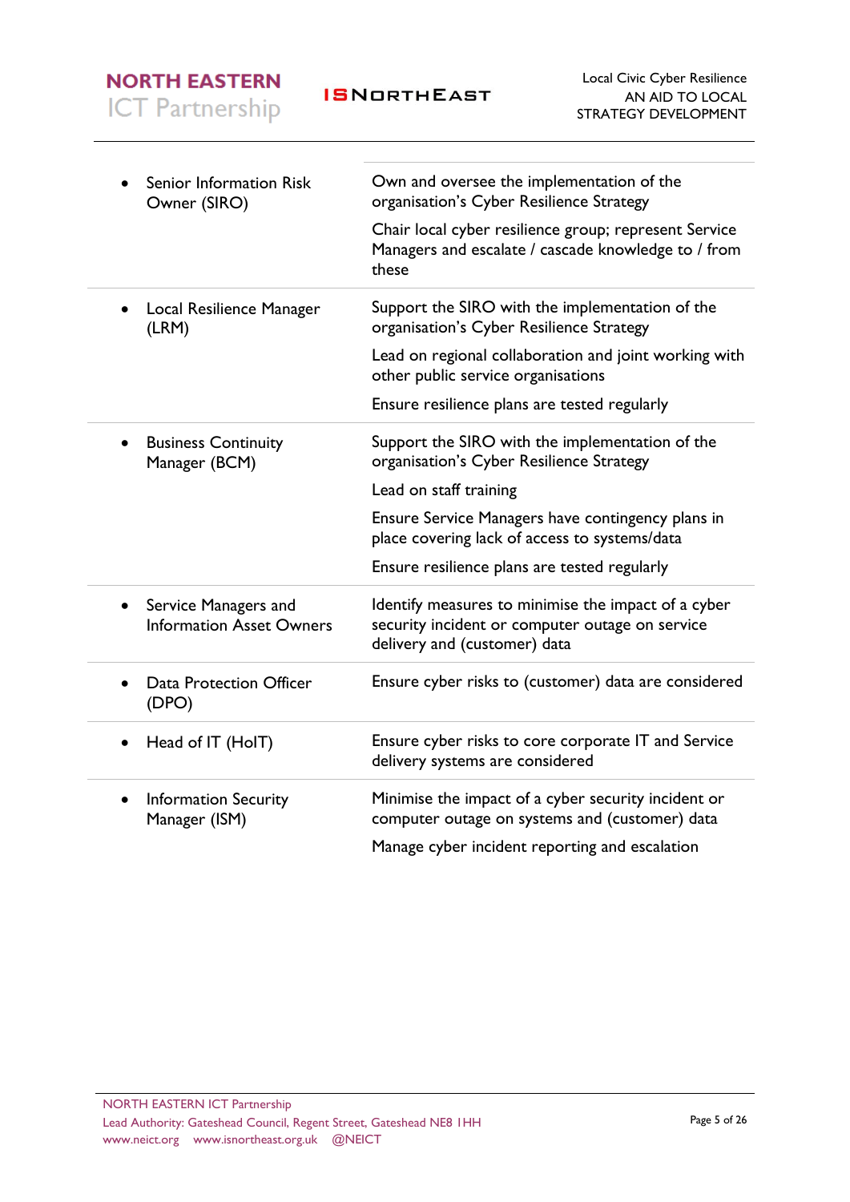| Role | Responsibilities |
|---|---|
| • Senior Information Risk Owner (SIRO) | Own and oversee the implementation of the organisation's Cyber Resilience Strategy<br>Chair local cyber resilience group; represent Service Managers and escalate / cascade knowledge to / from these |
| • Local Resilience Manager (LRM) | Support the SIRO with the implementation of the organisation's Cyber Resilience Strategy<br>Lead on regional collaboration and joint working with other public service organisations<br>Ensure resilience plans are tested regularly |
| • Business Continuity Manager (BCM) | Support the SIRO with the implementation of the organisation's Cyber Resilience Strategy<br>Lead on staff training<br>Ensure Service Managers have contingency plans in place covering lack of access to systems/data<br>Ensure resilience plans are tested regularly |
| • Service Managers and Information Asset Owners | Identify measures to minimise the impact of a cyber security incident or computer outage on service delivery and (customer) data |
| • Data Protection Officer (DPO) | Ensure cyber risks to (customer) data are considered |
| • Head of IT (HoIT) | Ensure cyber risks to core corporate IT and Service delivery systems are considered |
| • Information Security Manager (ISM) | Minimise the impact of a cyber security incident or computer outage on systems and (customer) data<br>Manage cyber incident reporting and escalation |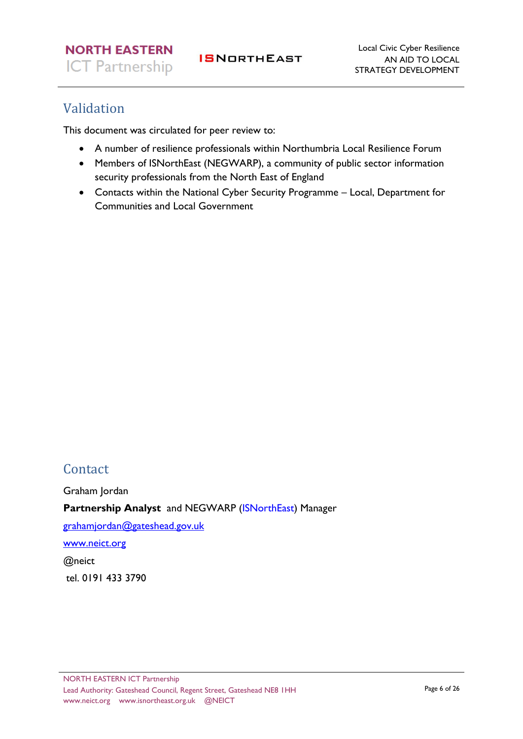## Validation

This document was circulated for peer review to:

- A number of resilience professionals within Northumbria Local Resilience Forum
- Members of ISNorthEast (NEGWARP), a community of public sector information security professionals from the North East of England
- Contacts within the National Cyber Security Programme – Local, Department for Communities and Local Government

## Contact

Graham Jordan

**Partnership Analyst** and NEGWARP (ISNorthEast) Manager

grahamjordan@gateshead.gov.uk

www.neict.org

@neict

tel. 0191 433 3790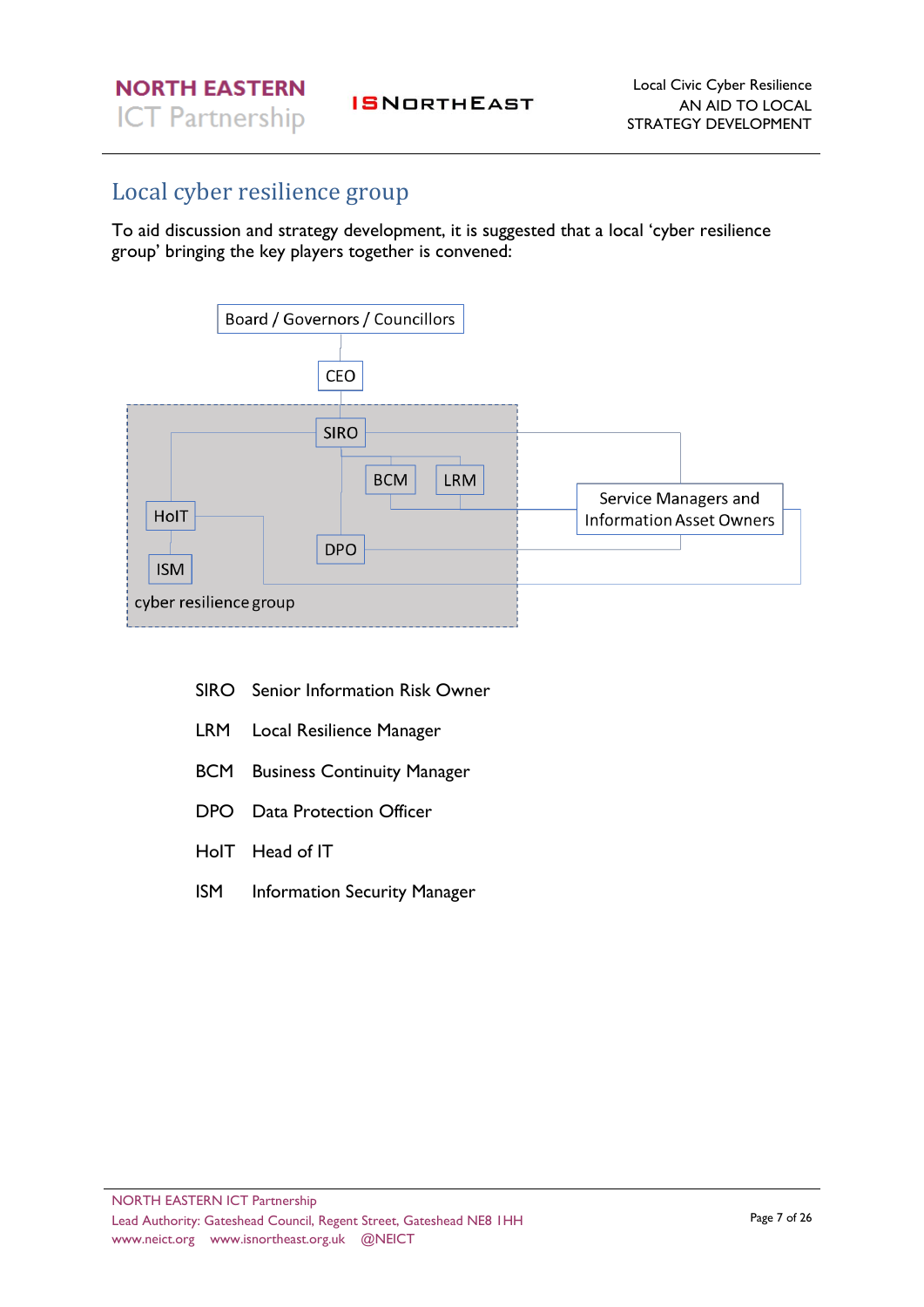## Local cyber resilience group

To aid discussion and strategy development, it is suggested that a local 'cyber resilience group' bringing the key players together is convened:

Board / Governors / Councillors

CEO

SIRO

BCM

LRM

Service Managers and Information Asset Owners

HoIT

ISM

DPO

cyber resilience group

| | |
|---|---|
| SIRO | Senior Information Risk Owner |
| LRM | Local Resilience Manager |
| BCM | Business Continuity Manager |
| DPO | Data Protection Officer |
| HoIT | Head of IT |
| ISM | Information Security Manager |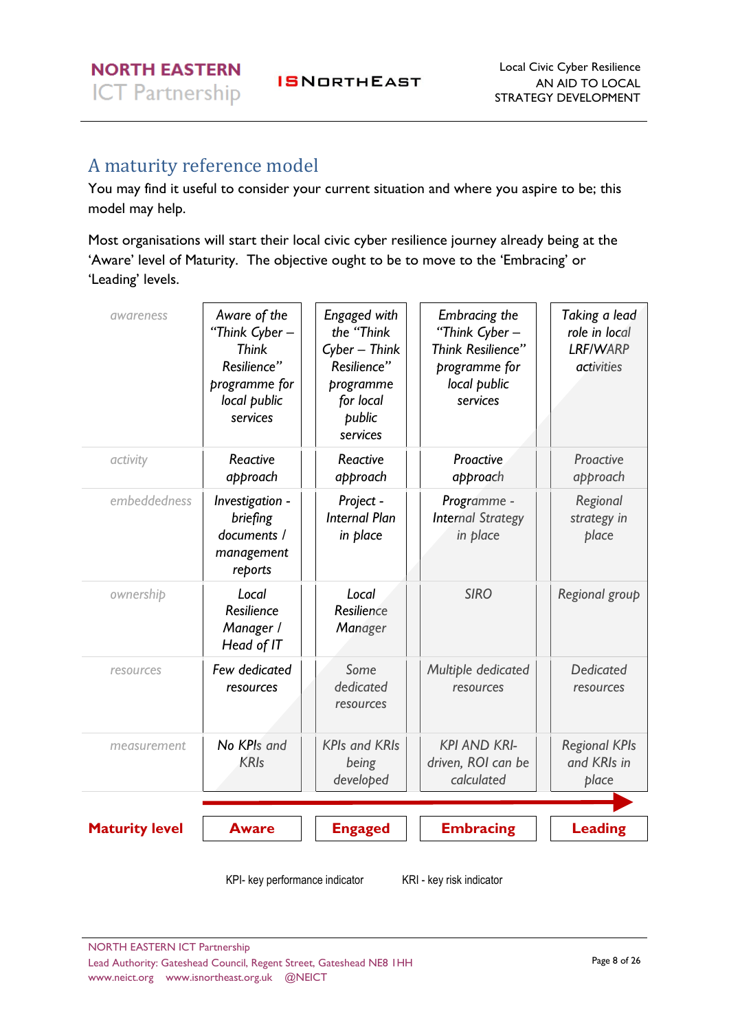## A maturity reference model

You may find it useful to consider your current situation and where you aspire to be; this model may help.

Most organisations will start their local civic cyber resilience journey already being at the 'Aware' level of Maturity. The objective ought to be to move to the 'Embracing' or 'Leading' levels.

| | | | | |
|---|---|---|---|---|
| awareness | *Aware of the "Think Cyber – Think Resilience" programme for local public services* | *Engaged with the "Think Cyber – Think Resilience" programme for local public services* | *Embracing the "Think Cyber – Think Resilience" programme for local public services* | *Taking a lead role in local LRF/WARP activities* |
| activity | *Reactive approach* | *Reactive approach* | *Proactive approach* | *Proactive approach* |
| embeddedness | *Investigation - briefing documents / management reports* | *Project - Internal Plan in place* | *Programme - Internal Strategy in place* | *Regional strategy in place* |
| ownership | *Local Resilience Manager / Head of IT* | *Local Resilience Manager* | *SIRO* | *Regional group* |
| resources | *Few dedicated resources* | *Some dedicated resources* | *Multiple dedicated resources* | *Dedicated resources* |
| measurement | *No KPIs and KRIs* | *KPIs and KRIs being developed* | *KPI AND KRI-driven, ROI can be calculated* | *Regional KPIs and KRIs in place* |
| **Maturity level** | **Aware** | **Engaged** | **Embracing** | **Leading** |

KPI- key performance indicator KRI - key risk indicator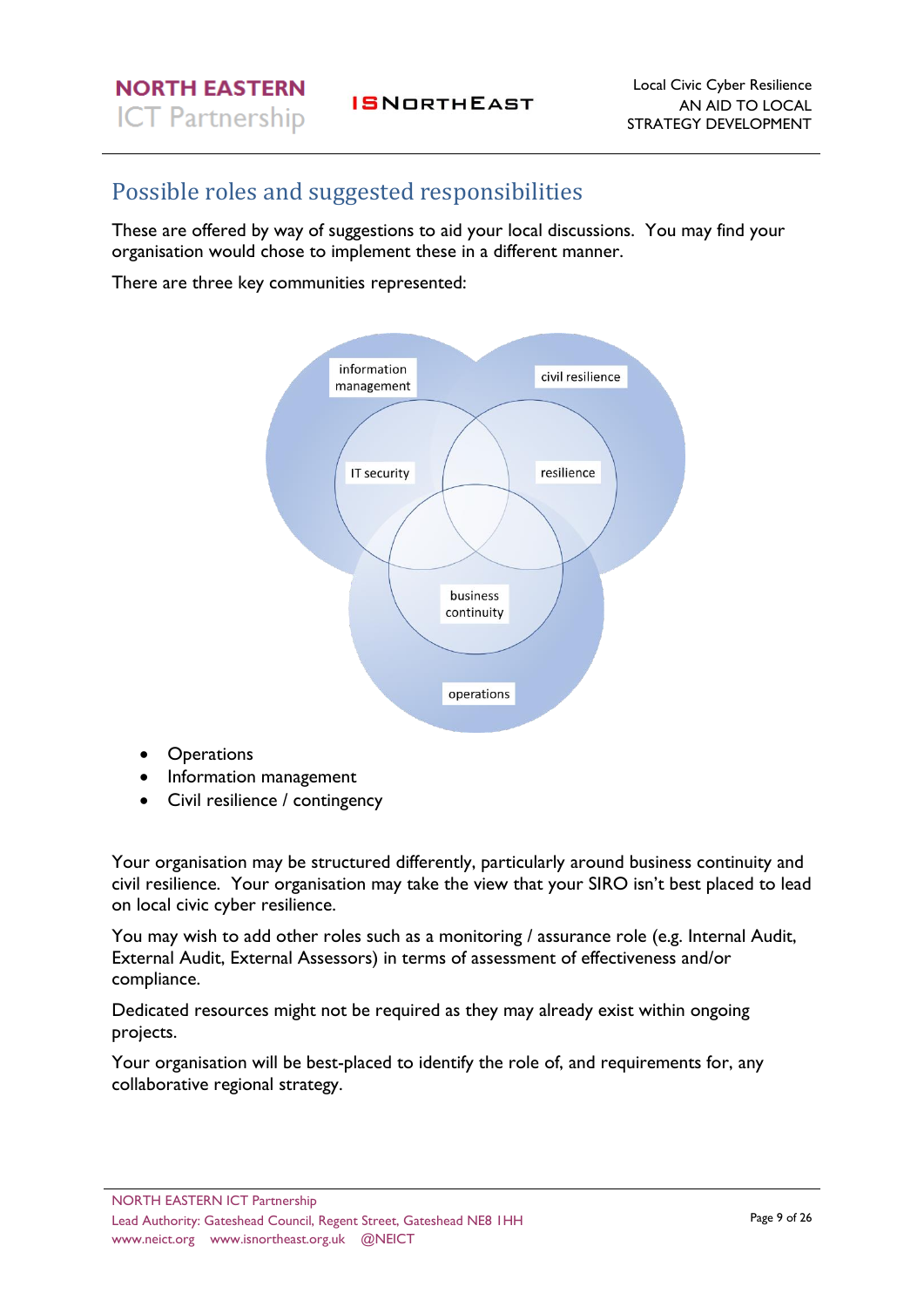## Possible roles and suggested responsibilities

These are offered by way of suggestions to aid your local discussions. You may find your organisation would chose to implement these in a different manner.

There are three key communities represented:

- Operations
- Information management
- Civil resilience / contingency

Your organisation may be structured differently, particularly around business continuity and civil resilience. Your organisation may take the view that your SIRO isn't best placed to lead on local civic cyber resilience.

You may wish to add other roles such as a monitoring / assurance role (e.g. Internal Audit, External Audit, External Assessors) in terms of assessment of effectiveness and/or compliance.

Dedicated resources might not be required as they may already exist within ongoing projects.

Your organisation will be best-placed to identify the role of, and requirements for, any collaborative regional strategy.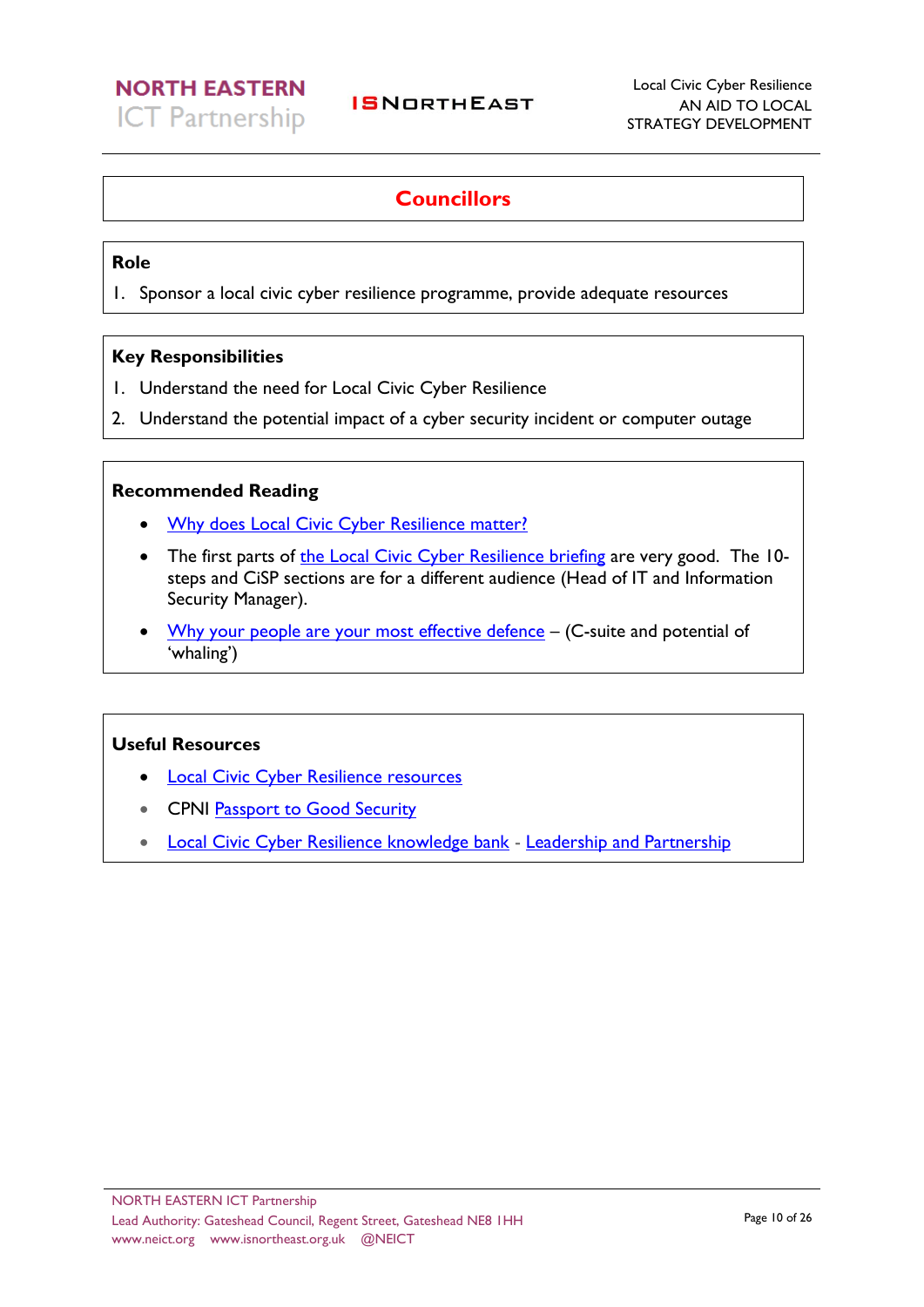## Councillors

### Role

1. Sponsor a local civic cyber resilience programme, provide adequate resources

### Key Responsibilities

1. Understand the need for Local Civic Cyber Resilience
2. Understand the potential impact of a cyber security incident or computer outage

### Recommended Reading

- Why does Local Civic Cyber Resilience matter?
- The first parts of the Local Civic Cyber Resilience briefing are very good. The 10-steps and CiSP sections are for a different audience (Head of IT and Information Security Manager).
- Why your people are your most effective defence – (C-suite and potential of 'whaling')

### Useful Resources

- Local Civic Cyber Resilience resources
- CPNI Passport to Good Security
- Local Civic Cyber Resilience knowledge bank - Leadership and Partnership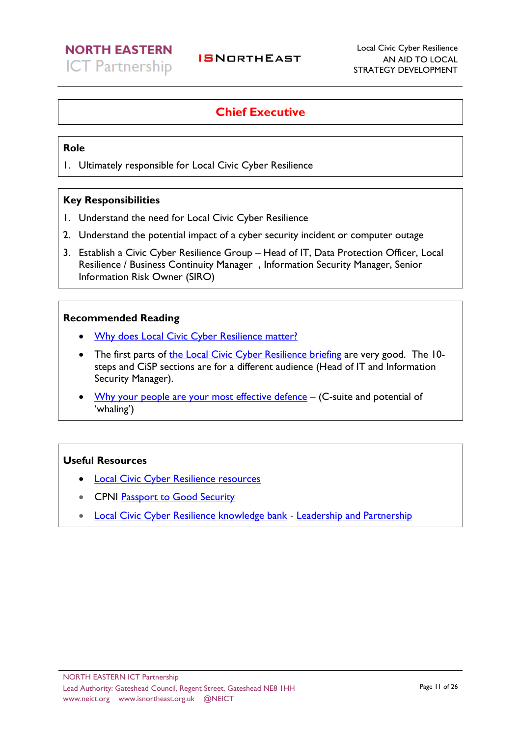## Chief Executive

### Role

1. Ultimately responsible for Local Civic Cyber Resilience

### Key Responsibilities

1. Understand the need for Local Civic Cyber Resilience
2. Understand the potential impact of a cyber security incident or computer outage
3. Establish a Civic Cyber Resilience Group – Head of IT, Data Protection Officer, Local Resilience / Business Continuity Manager , Information Security Manager, Senior Information Risk Owner (SIRO)

### Recommended Reading

- Why does Local Civic Cyber Resilience matter?
- The first parts of the Local Civic Cyber Resilience briefing are very good. The 10-steps and CiSP sections are for a different audience (Head of IT and Information Security Manager).
- Why your people are your most effective defence – (C-suite and potential of 'whaling')

### Useful Resources

- Local Civic Cyber Resilience resources
- CPNI Passport to Good Security
- Local Civic Cyber Resilience knowledge bank - Leadership and Partnership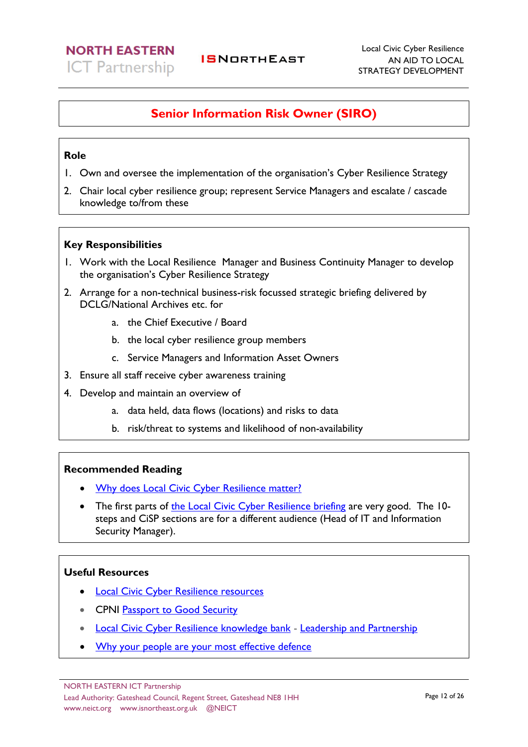## Senior Information Risk Owner (SIRO)

### Role

1. Own and oversee the implementation of the organisation's Cyber Resilience Strategy
2. Chair local cyber resilience group; represent Service Managers and escalate / cascade knowledge to/from these

### Key Responsibilities

1. Work with the Local Resilience Manager and Business Continuity Manager to develop the organisation's Cyber Resilience Strategy
2. Arrange for a non-technical business-risk focussed strategic briefing delivered by DCLG/National Archives etc. for
   a. the Chief Executive / Board
   b. the local cyber resilience group members
   c. Service Managers and Information Asset Owners
3. Ensure all staff receive cyber awareness training
4. Develop and maintain an overview of
   a. data held, data flows (locations) and risks to data
   b. risk/threat to systems and likelihood of non-availability

### Recommended Reading

- Why does Local Civic Cyber Resilience matter?
- The first parts of the Local Civic Cyber Resilience briefing are very good. The 10-steps and CiSP sections are for a different audience (Head of IT and Information Security Manager).

### Useful Resources

- Local Civic Cyber Resilience resources
- CPNI Passport to Good Security
- Local Civic Cyber Resilience knowledge bank - Leadership and Partnership
- Why your people are your most effective defence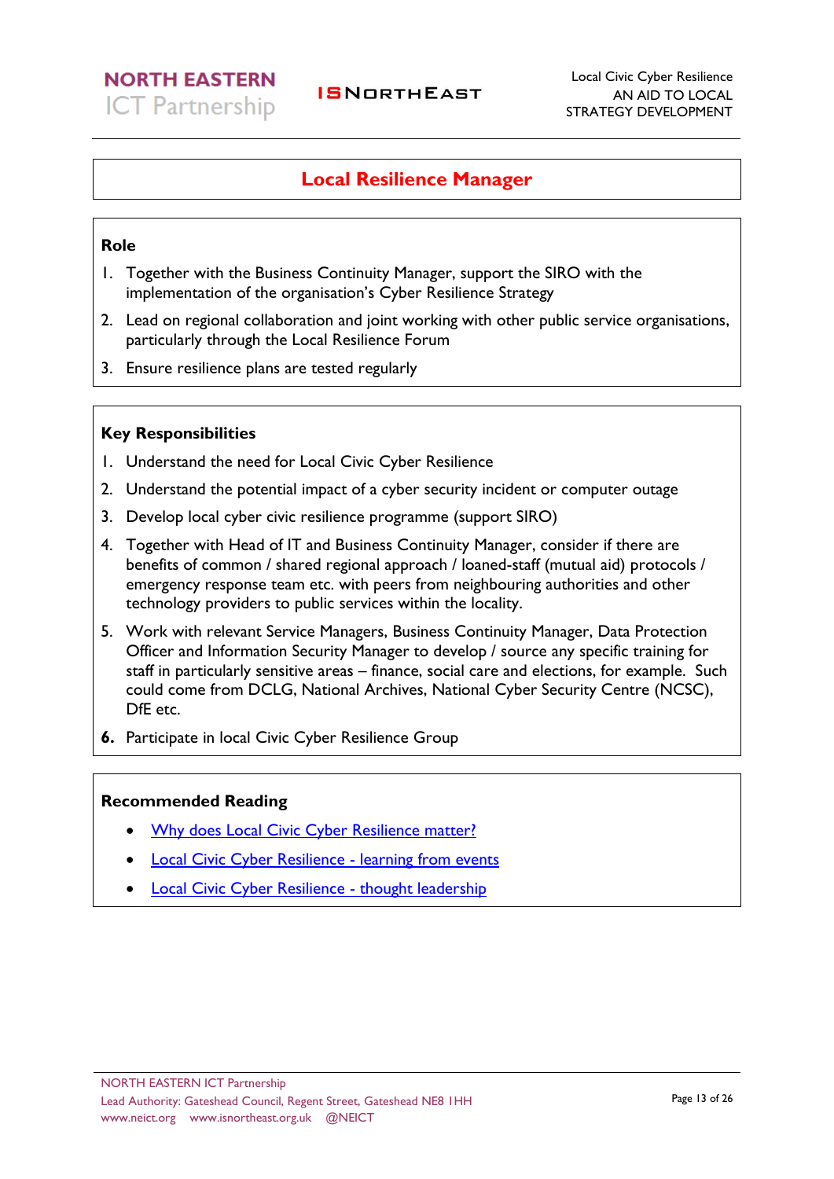# Local Resilience Manager

## Role

1. Together with the Business Continuity Manager, support the SIRO with the implementation of the organisation's Cyber Resilience Strategy
2. Lead on regional collaboration and joint working with other public service organisations, particularly through the Local Resilience Forum
3. Ensure resilience plans are tested regularly

## Key Responsibilities

1. Understand the need for Local Civic Cyber Resilience
2. Understand the potential impact of a cyber security incident or computer outage
3. Develop local cyber civic resilience programme (support SIRO)
4. Together with Head of IT and Business Continuity Manager, consider if there are benefits of common / shared regional approach / loaned-staff (mutual aid) protocols / emergency response team etc. with peers from neighbouring authorities and other technology providers to public services within the locality.
5. Work with relevant Service Managers, Business Continuity Manager, Data Protection Officer and Information Security Manager to develop / source any specific training for staff in particularly sensitive areas – finance, social care and elections, for example. Such could come from DCLG, National Archives, National Cyber Security Centre (NCSC), DfE etc.
6. Participate in local Civic Cyber Resilience Group

## Recommended Reading

- Why does Local Civic Cyber Resilience matter?
- Local Civic Cyber Resilience - learning from events
- Local Civic Cyber Resilience - thought leadership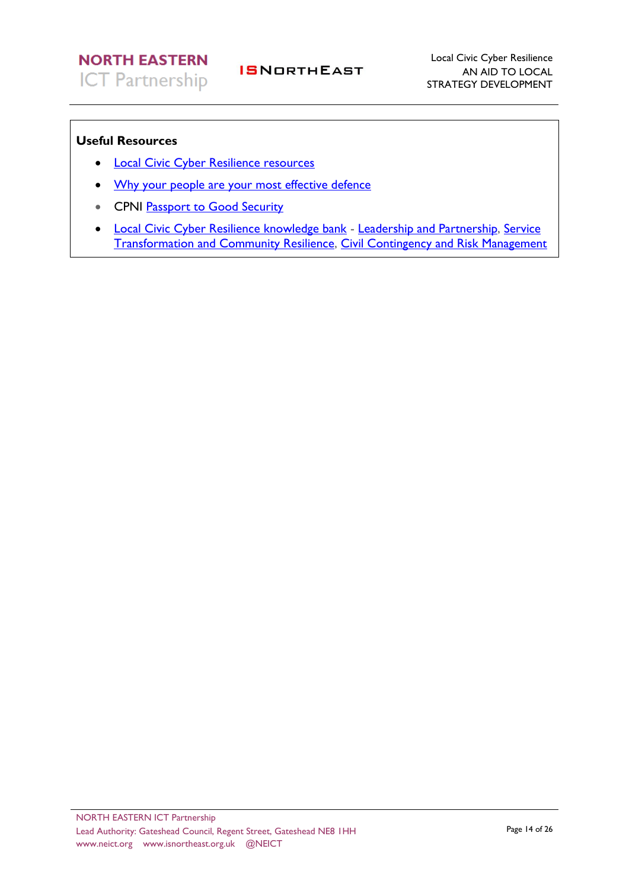**Useful Resources**

- Local Civic Cyber Resilience resources
- Why your people are your most effective defence
- CPNI Passport to Good Security
- Local Civic Cyber Resilience knowledge bank - Leadership and Partnership, Service Transformation and Community Resilience, Civil Contingency and Risk Management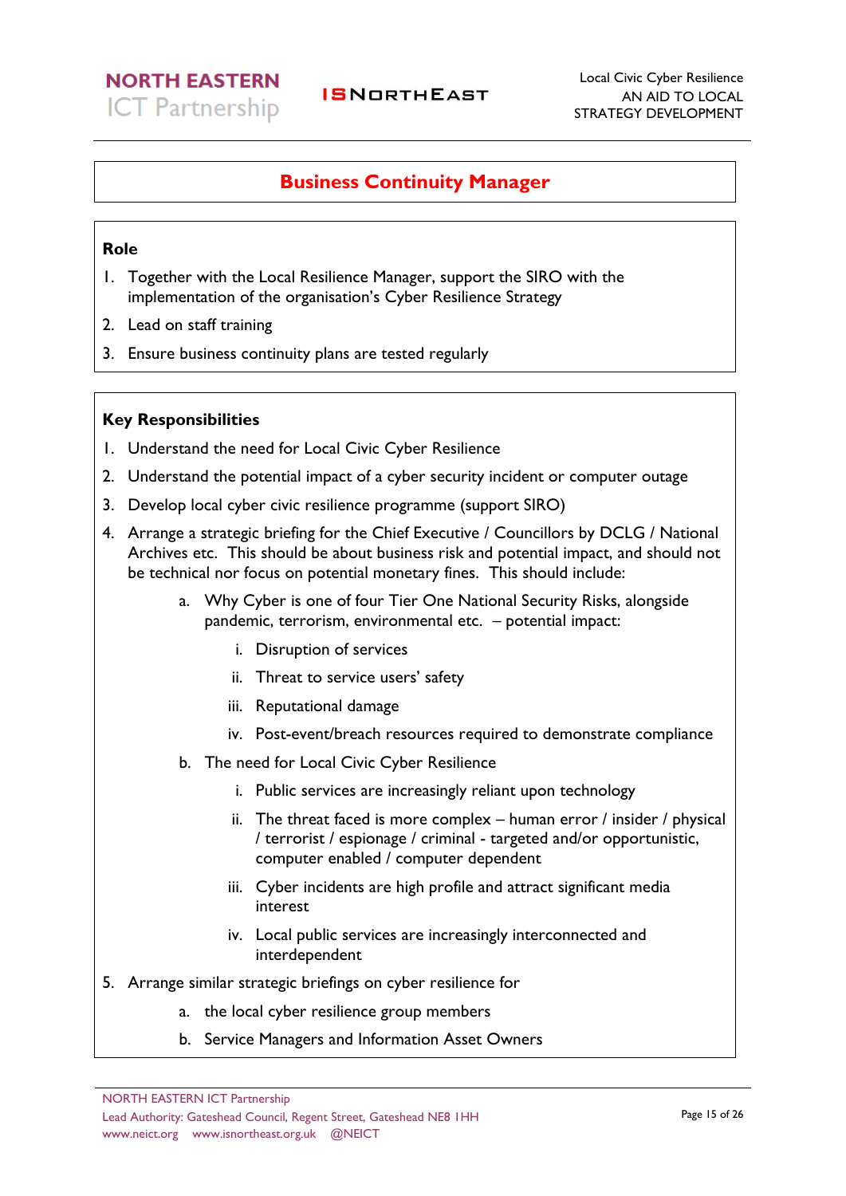## Business Continuity Manager

### Role

1. Together with the Local Resilience Manager, support the SIRO with the implementation of the organisation's Cyber Resilience Strategy
2. Lead on staff training
3. Ensure business continuity plans are tested regularly

### Key Responsibilities

1. Understand the need for Local Civic Cyber Resilience
2. Understand the potential impact of a cyber security incident or computer outage
3. Develop local cyber civic resilience programme (support SIRO)
4. Arrange a strategic briefing for the Chief Executive / Councillors by DCLG / National Archives etc. This should be about business risk and potential impact, and should not be technical nor focus on potential monetary fines. This should include:
    - a. Why Cyber is one of four Tier One National Security Risks, alongside pandemic, terrorism, environmental etc. – potential impact:
        - i. Disruption of services
        - ii. Threat to service users' safety
        - iii. Reputational damage
        - iv. Post-event/breach resources required to demonstrate compliance
    - b. The need for Local Civic Cyber Resilience
        - i. Public services are increasingly reliant upon technology
        - ii. The threat faced is more complex – human error / insider / physical / terrorist / espionage / criminal - targeted and/or opportunistic, computer enabled / computer dependent
        - iii. Cyber incidents are high profile and attract significant media interest
        - iv. Local public services are increasingly interconnected and interdependent
5. Arrange similar strategic briefings on cyber resilience for
    - a. the local cyber resilience group members
    - b. Service Managers and Information Asset Owners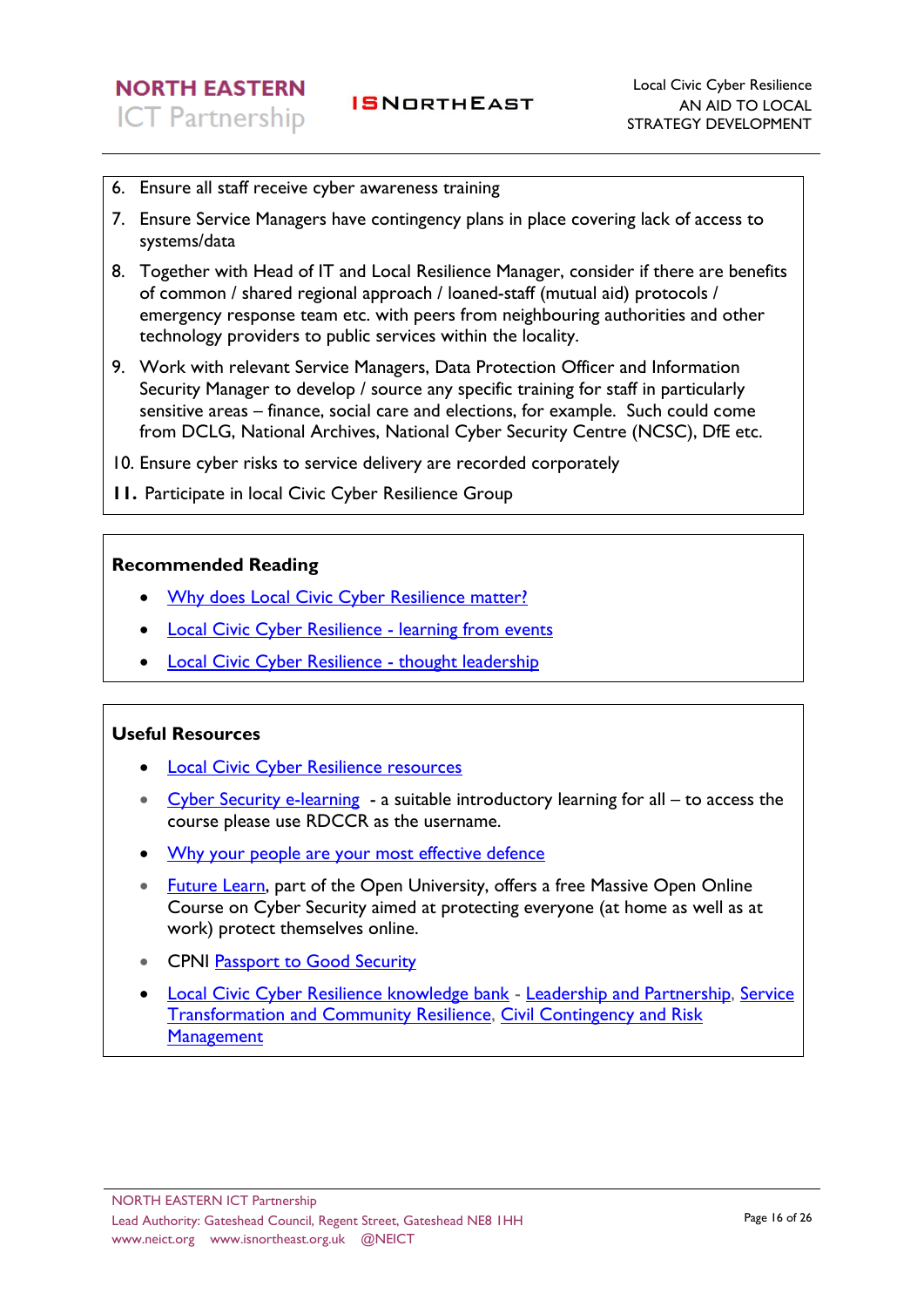6. Ensure all staff receive cyber awareness training
7. Ensure Service Managers have contingency plans in place covering lack of access to systems/data
8. Together with Head of IT and Local Resilience Manager, consider if there are benefits of common / shared regional approach / loaned-staff (mutual aid) protocols / emergency response team etc. with peers from neighbouring authorities and other technology providers to public services within the locality.
9. Work with relevant Service Managers, Data Protection Officer and Information Security Manager to develop / source any specific training for staff in particularly sensitive areas – finance, social care and elections, for example. Such could come from DCLG, National Archives, National Cyber Security Centre (NCSC), DfE etc.
10. Ensure cyber risks to service delivery are recorded corporately
11. Participate in local Civic Cyber Resilience Group

**Recommended Reading**

- Why does Local Civic Cyber Resilience matter?
- Local Civic Cyber Resilience - learning from events
- Local Civic Cyber Resilience - thought leadership

**Useful Resources**

- Local Civic Cyber Resilience resources
- Cyber Security e-learning - a suitable introductory learning for all – to access the course please use RDCCR as the username.
- Why your people are your most effective defence
- Future Learn, part of the Open University, offers a free Massive Open Online Course on Cyber Security aimed at protecting everyone (at home as well as at work) protect themselves online.
- CPNI Passport to Good Security
- Local Civic Cyber Resilience knowledge bank - Leadership and Partnership, Service Transformation and Community Resilience, Civil Contingency and Risk Management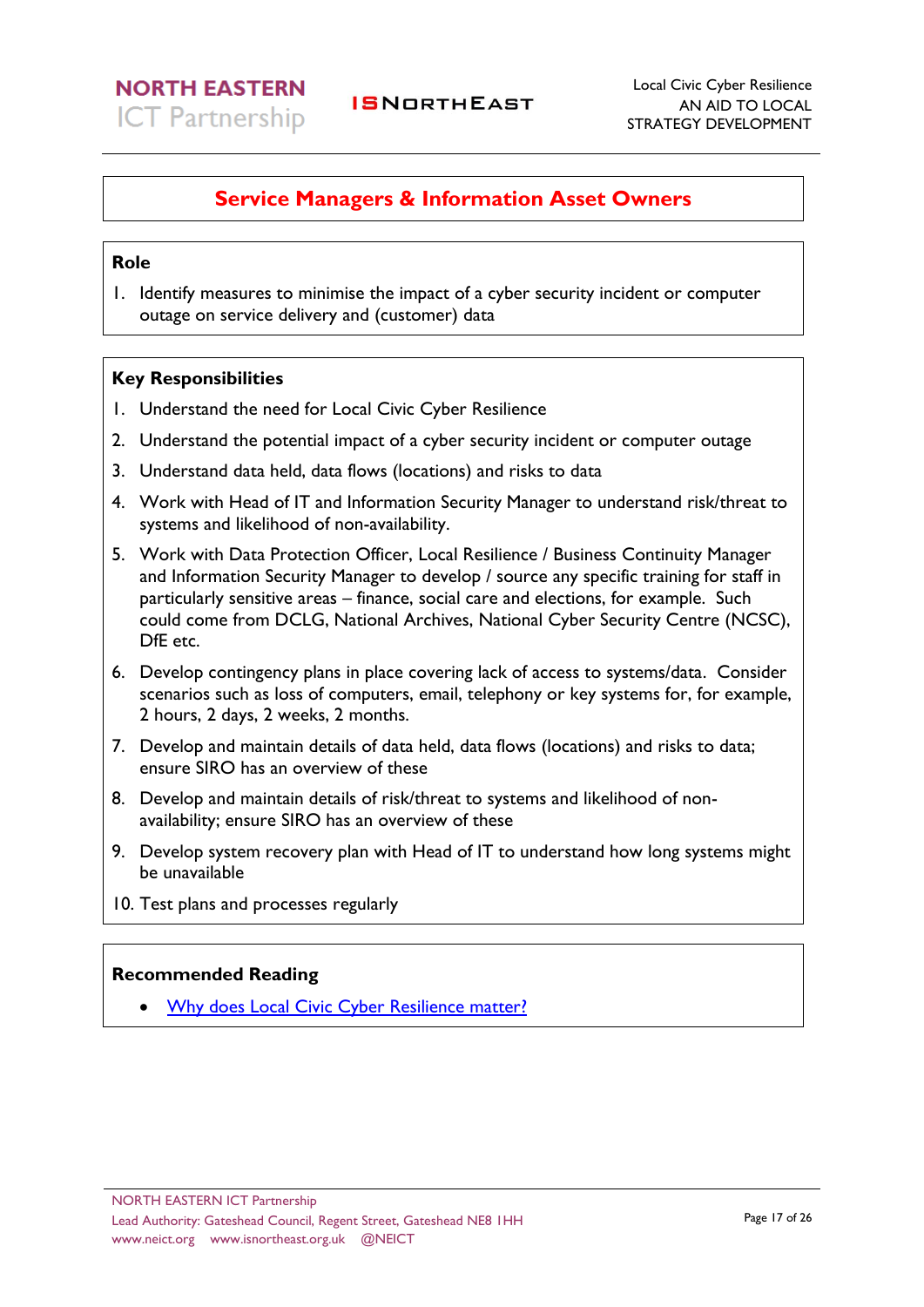## Service Managers & Information Asset Owners

### Role

1. Identify measures to minimise the impact of a cyber security incident or computer outage on service delivery and (customer) data

### Key Responsibilities

1. Understand the need for Local Civic Cyber Resilience
2. Understand the potential impact of a cyber security incident or computer outage
3. Understand data held, data flows (locations) and risks to data
4. Work with Head of IT and Information Security Manager to understand risk/threat to systems and likelihood of non-availability.
5. Work with Data Protection Officer, Local Resilience / Business Continuity Manager and Information Security Manager to develop / source any specific training for staff in particularly sensitive areas – finance, social care and elections, for example. Such could come from DCLG, National Archives, National Cyber Security Centre (NCSC), DfE etc.
6. Develop contingency plans in place covering lack of access to systems/data. Consider scenarios such as loss of computers, email, telephony or key systems for, for example, 2 hours, 2 days, 2 weeks, 2 months.
7. Develop and maintain details of data held, data flows (locations) and risks to data; ensure SIRO has an overview of these
8. Develop and maintain details of risk/threat to systems and likelihood of non-availability; ensure SIRO has an overview of these
9. Develop system recovery plan with Head of IT to understand how long systems might be unavailable
10. Test plans and processes regularly

### Recommended Reading

- Why does Local Civic Cyber Resilience matter?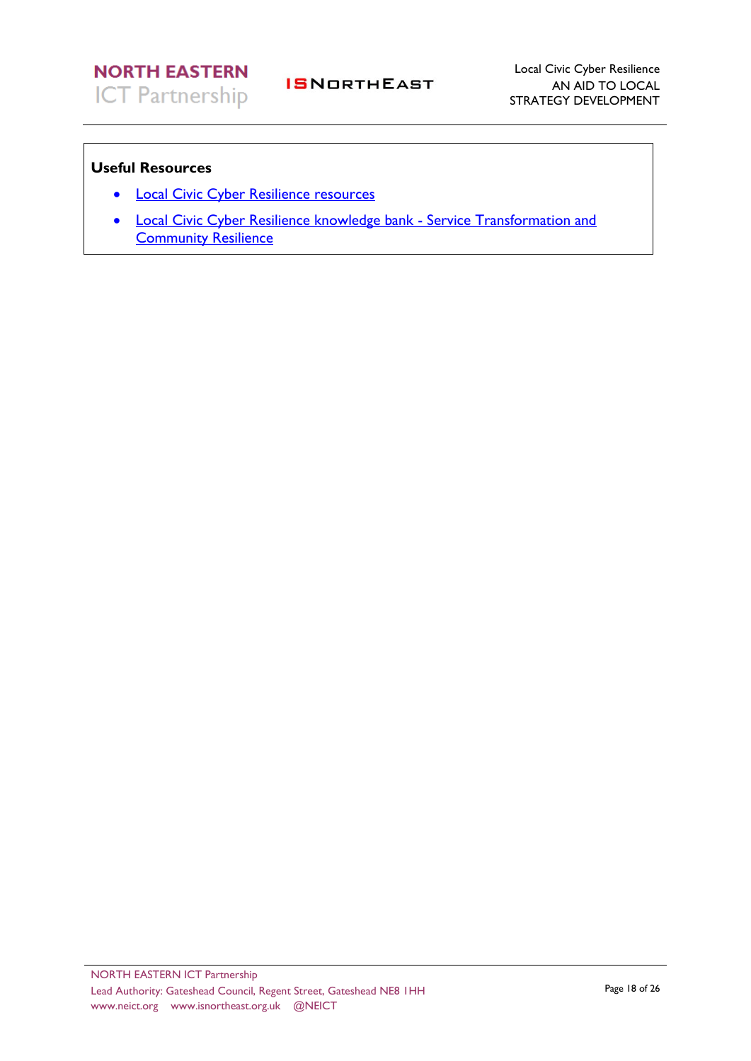**Useful Resources**

- Local Civic Cyber Resilience resources
- Local Civic Cyber Resilience knowledge bank - Service Transformation and Community Resilience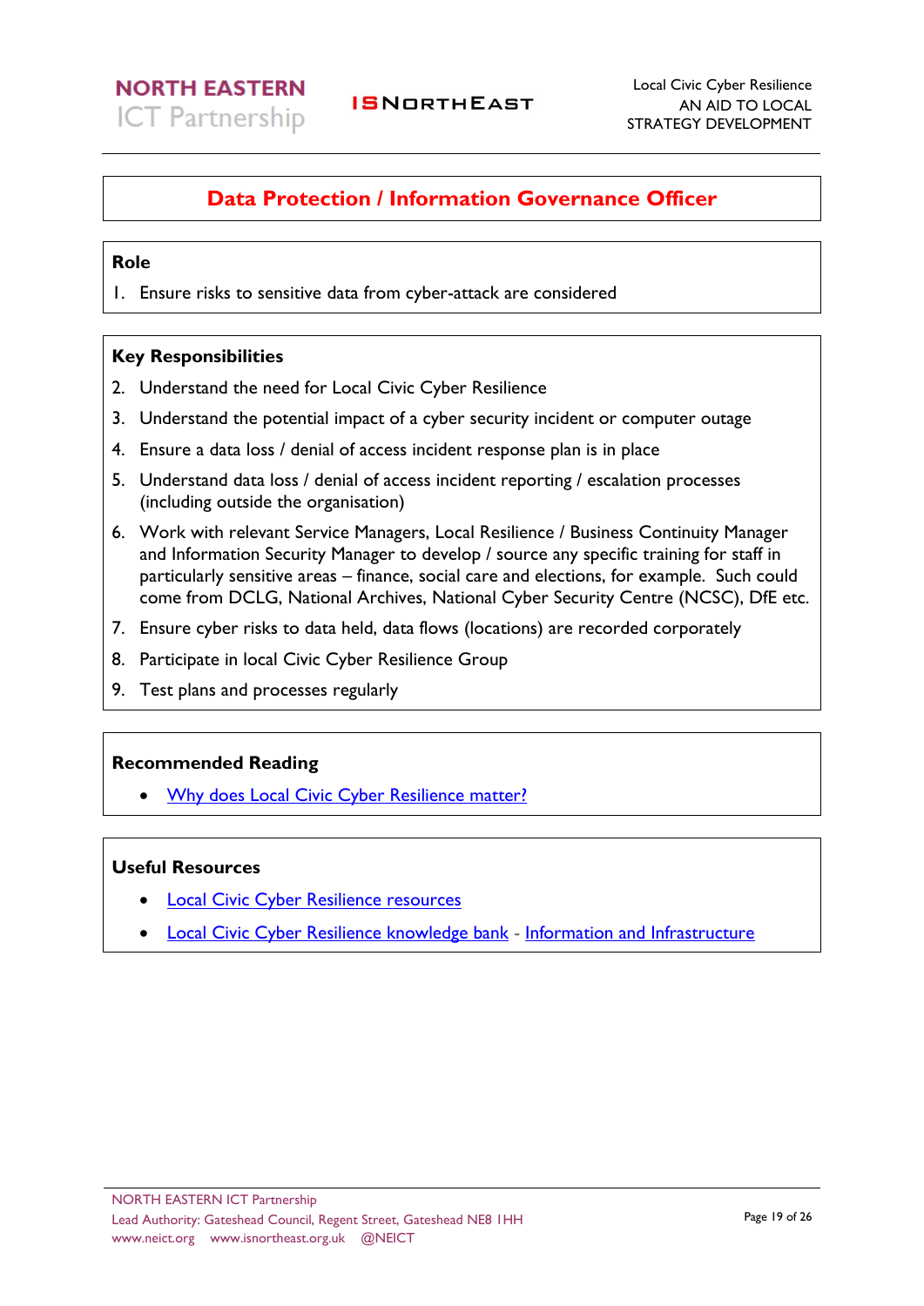# Data Protection / Information Governance Officer

## Role

1. Ensure risks to sensitive data from cyber-attack are considered

## Key Responsibilities

2. Understand the need for Local Civic Cyber Resilience
3. Understand the potential impact of a cyber security incident or computer outage
4. Ensure a data loss / denial of access incident response plan is in place
5. Understand data loss / denial of access incident reporting / escalation processes (including outside the organisation)
6. Work with relevant Service Managers, Local Resilience / Business Continuity Manager and Information Security Manager to develop / source any specific training for staff in particularly sensitive areas – finance, social care and elections, for example. Such could come from DCLG, National Archives, National Cyber Security Centre (NCSC), DfE etc.
7. Ensure cyber risks to data held, data flows (locations) are recorded corporately
8. Participate in local Civic Cyber Resilience Group
9. Test plans and processes regularly

## Recommended Reading

- Why does Local Civic Cyber Resilience matter?

## Useful Resources

- Local Civic Cyber Resilience resources
- Local Civic Cyber Resilience knowledge bank - Information and Infrastructure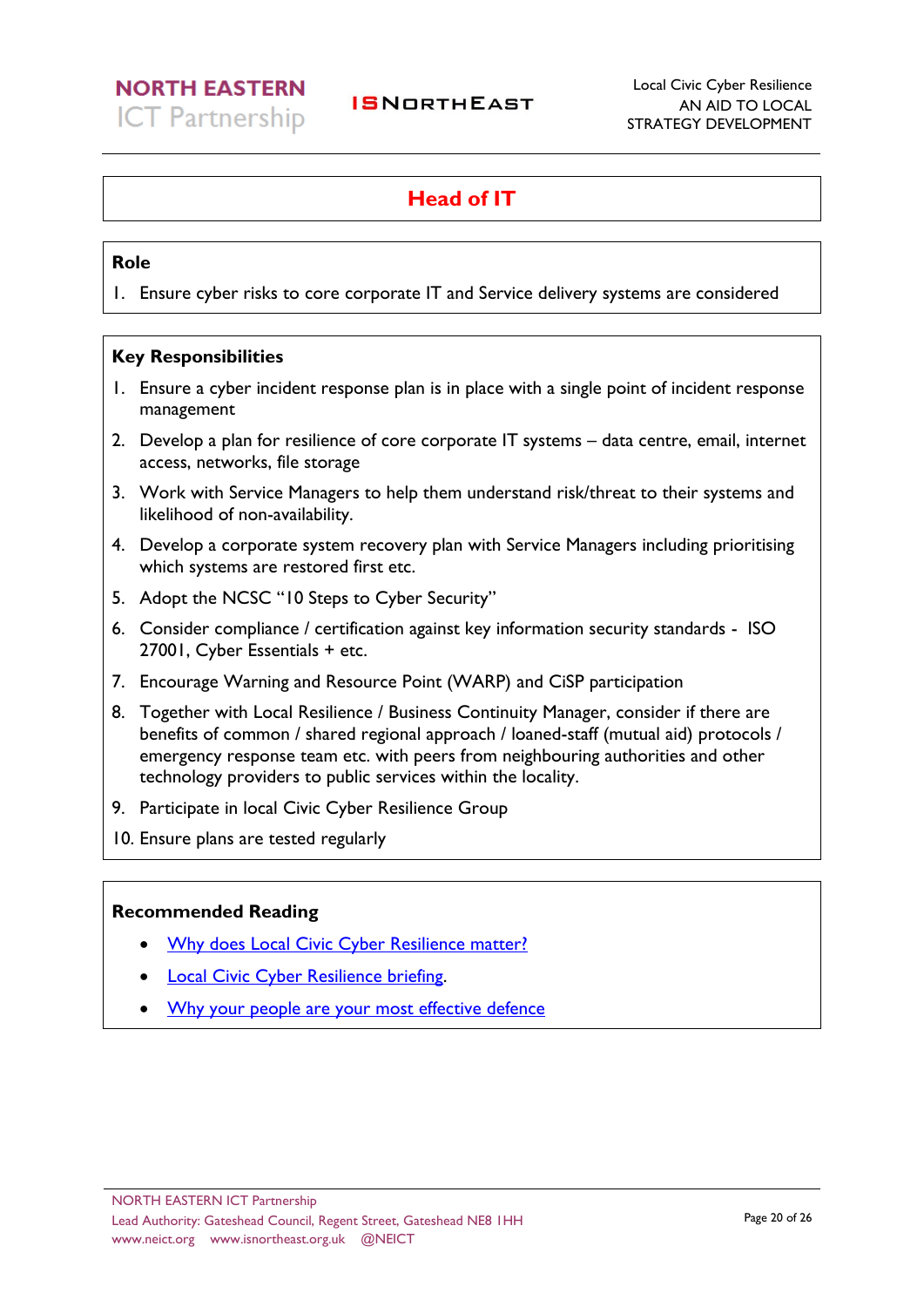# Head of IT

## Role

1. Ensure cyber risks to core corporate IT and Service delivery systems are considered

## Key Responsibilities

1. Ensure a cyber incident response plan is in place with a single point of incident response management
2. Develop a plan for resilience of core corporate IT systems – data centre, email, internet access, networks, file storage
3. Work with Service Managers to help them understand risk/threat to their systems and likelihood of non-availability.
4. Develop a corporate system recovery plan with Service Managers including prioritising which systems are restored first etc.
5. Adopt the NCSC "10 Steps to Cyber Security"
6. Consider compliance / certification against key information security standards - ISO 27001, Cyber Essentials + etc.
7. Encourage Warning and Resource Point (WARP) and CiSP participation
8. Together with Local Resilience / Business Continuity Manager, consider if there are benefits of common / shared regional approach / loaned-staff (mutual aid) protocols / emergency response team etc. with peers from neighbouring authorities and other technology providers to public services within the locality.
9. Participate in local Civic Cyber Resilience Group
10. Ensure plans are tested regularly

## Recommended Reading

- Why does Local Civic Cyber Resilience matter?
- Local Civic Cyber Resilience briefing.
- Why your people are your most effective defence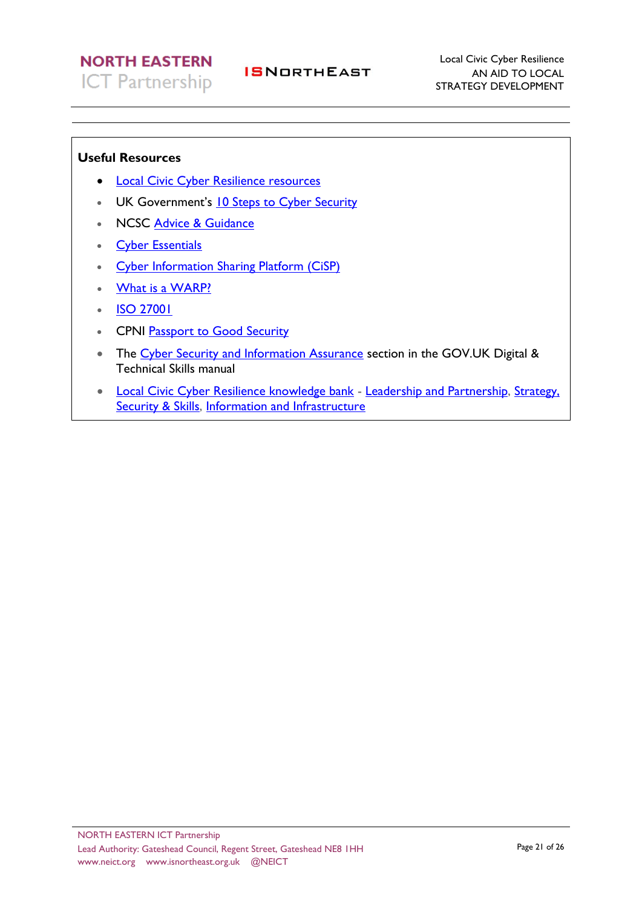**Useful Resources**

- Local Civic Cyber Resilience resources
- UK Government's 10 Steps to Cyber Security
- NCSC Advice & Guidance
- Cyber Essentials
- Cyber Information Sharing Platform (CiSP)
- What is a WARP?
- ISO 27001
- CPNI Passport to Good Security
- The Cyber Security and Information Assurance section in the GOV.UK Digital & Technical Skills manual
- Local Civic Cyber Resilience knowledge bank - Leadership and Partnership, Strategy, Security & Skills, Information and Infrastructure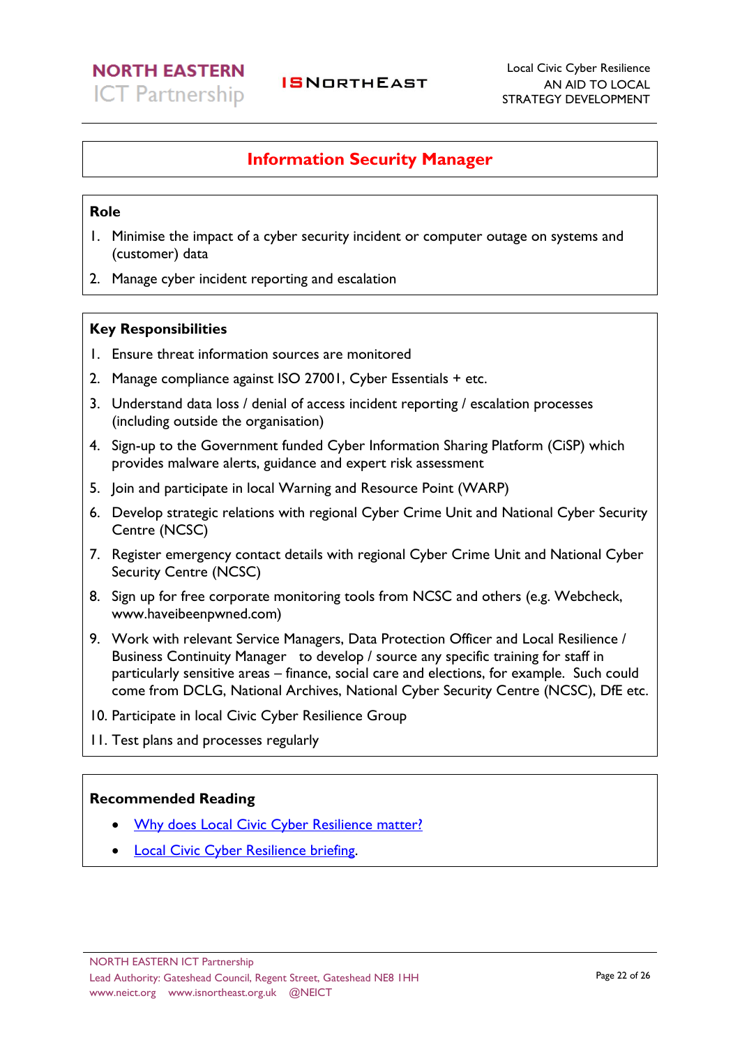# Information Security Manager

## Role

1. Minimise the impact of a cyber security incident or computer outage on systems and (customer) data
2. Manage cyber incident reporting and escalation

## Key Responsibilities

1. Ensure threat information sources are monitored
2. Manage compliance against ISO 27001, Cyber Essentials + etc.
3. Understand data loss / denial of access incident reporting / escalation processes (including outside the organisation)
4. Sign-up to the Government funded Cyber Information Sharing Platform (CiSP) which provides malware alerts, guidance and expert risk assessment
5. Join and participate in local Warning and Resource Point (WARP)
6. Develop strategic relations with regional Cyber Crime Unit and National Cyber Security Centre (NCSC)
7. Register emergency contact details with regional Cyber Crime Unit and National Cyber Security Centre (NCSC)
8. Sign up for free corporate monitoring tools from NCSC and others (e.g. Webcheck, www.haveibeenpwned.com)
9. Work with relevant Service Managers, Data Protection Officer and Local Resilience / Business Continuity Manager to develop / source any specific training for staff in particularly sensitive areas – finance, social care and elections, for example. Such could come from DCLG, National Archives, National Cyber Security Centre (NCSC), DfE etc.
10. Participate in local Civic Cyber Resilience Group
11. Test plans and processes regularly

## Recommended Reading

- Why does Local Civic Cyber Resilience matter?
- Local Civic Cyber Resilience briefing.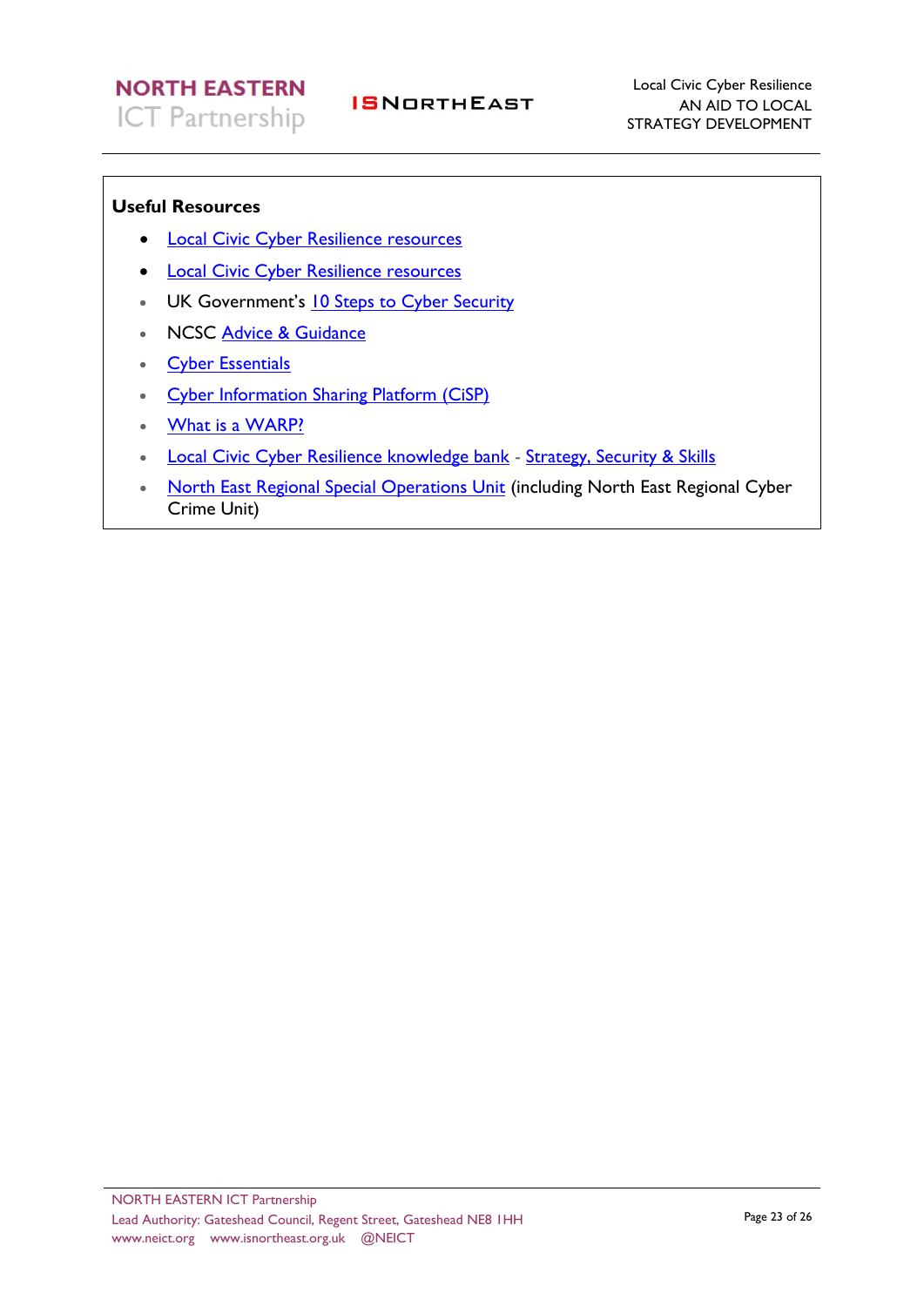**Useful Resources**

- Local Civic Cyber Resilience resources
- Local Civic Cyber Resilience resources
- UK Government's 10 Steps to Cyber Security
- NCSC Advice & Guidance
- Cyber Essentials
- Cyber Information Sharing Platform (CiSP)
- What is a WARP?
- Local Civic Cyber Resilience knowledge bank - Strategy, Security & Skills
- North East Regional Special Operations Unit (including North East Regional Cyber Crime Unit)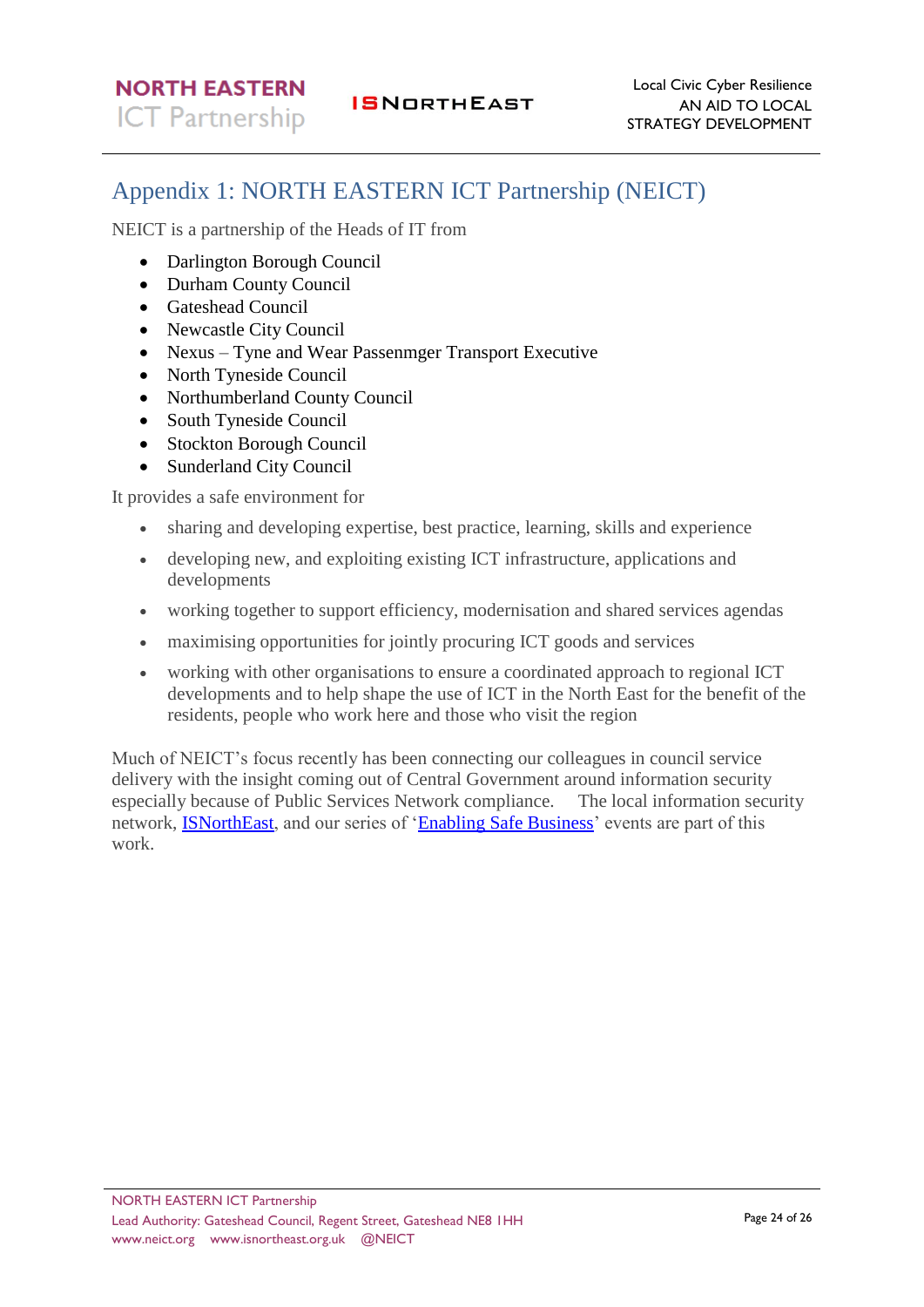# Appendix 1: NORTH EASTERN ICT Partnership (NEICT)

NEICT is a partnership of the Heads of IT from

- Darlington Borough Council
- Durham County Council
- Gateshead Council
- Newcastle City Council
- Nexus – Tyne and Wear Passenmger Transport Executive
- North Tyneside Council
- Northumberland County Council
- South Tyneside Council
- Stockton Borough Council
- Sunderland City Council

It provides a safe environment for

- sharing and developing expertise, best practice, learning, skills and experience
- developing new, and exploiting existing ICT infrastructure, applications and developments
- working together to support efficiency, modernisation and shared services agendas
- maximising opportunities for jointly procuring ICT goods and services
- working with other organisations to ensure a coordinated approach to regional ICT developments and to help shape the use of ICT in the North East for the benefit of the residents, people who work here and those who visit the region

Much of NEICT's focus recently has been connecting our colleagues in council service delivery with the insight coming out of Central Government around information security especially because of Public Services Network compliance. The local information security network, ISNorthEast, and our series of 'Enabling Safe Business' events are part of this work.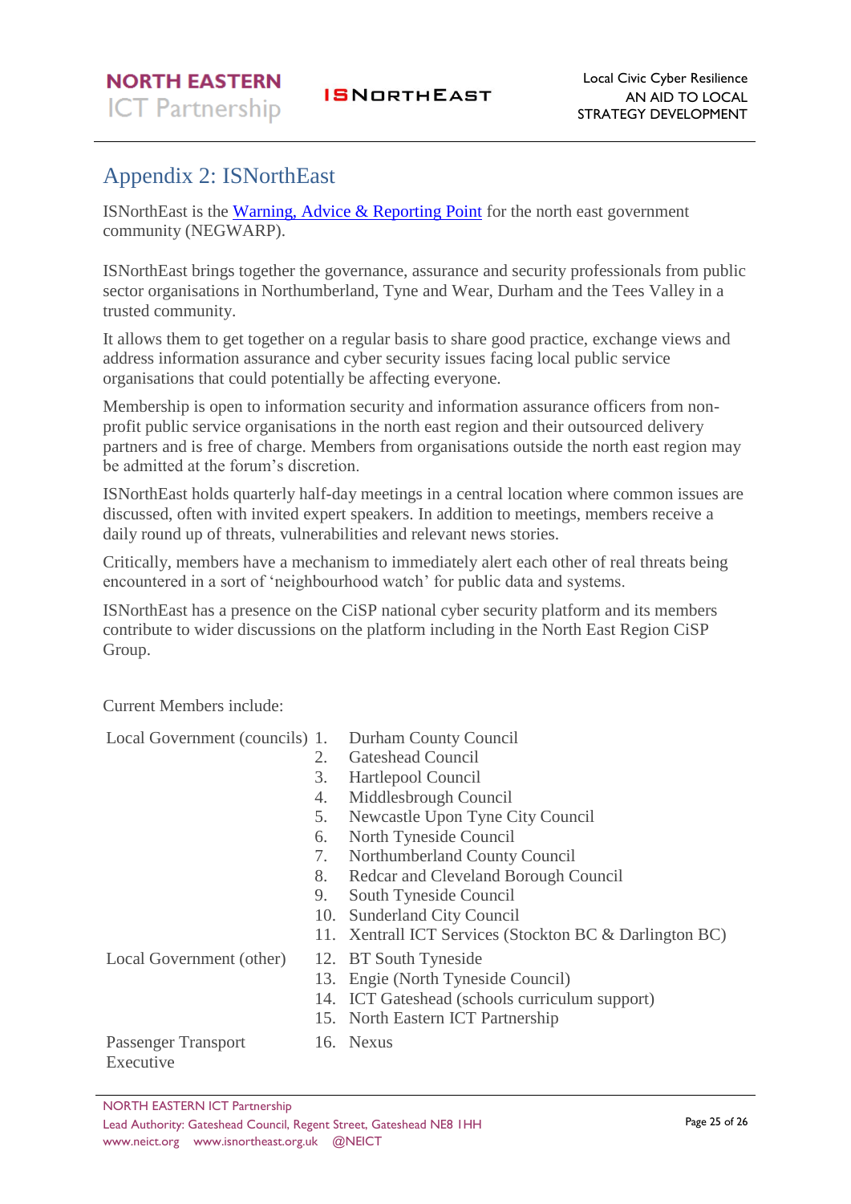# Appendix 2: ISNorthEast

ISNorthEast is the Warning, Advice & Reporting Point for the north east government community (NEGWARP).

ISNorthEast brings together the governance, assurance and security professionals from public sector organisations in Northumberland, Tyne and Wear, Durham and the Tees Valley in a trusted community.

It allows them to get together on a regular basis to share good practice, exchange views and address information assurance and cyber security issues facing local public service organisations that could potentially be affecting everyone.

Membership is open to information security and information assurance officers from non-profit public service organisations in the north east region and their outsourced delivery partners and is free of charge. Members from organisations outside the north east region may be admitted at the forum's discretion.

ISNorthEast holds quarterly half-day meetings in a central location where common issues are discussed, often with invited expert speakers. In addition to meetings, members receive a daily round up of threats, vulnerabilities and relevant news stories.

Critically, members have a mechanism to immediately alert each other of real threats being encountered in a sort of 'neighbourhood watch' for public data and systems.

ISNorthEast has a presence on the CiSP national cyber security platform and its members contribute to wider discussions on the platform including in the North East Region CiSP Group.

Current Members include:

| | | |
|---|---|---|
| Local Government (councils) | 1. | Durham County Council |
| | 2. | Gateshead Council |
| | 3. | Hartlepool Council |
| | 4. | Middlesbrough Council |
| | 5. | Newcastle Upon Tyne City Council |
| | 6. | North Tyneside Council |
| | 7. | Northumberland County Council |
| | 8. | Redcar and Cleveland Borough Council |
| | 9. | South Tyneside Council |
| | 10. | Sunderland City Council |
| | 11. | Xentrall ICT Services (Stockton BC & Darlington BC) |
| Local Government (other) | 12. | BT South Tyneside |
| | 13. | Engie (North Tyneside Council) |
| | 14. | ICT Gateshead (schools curriculum support) |
| | 15. | North Eastern ICT Partnership |
| Passenger Transport Executive | 16. | Nexus |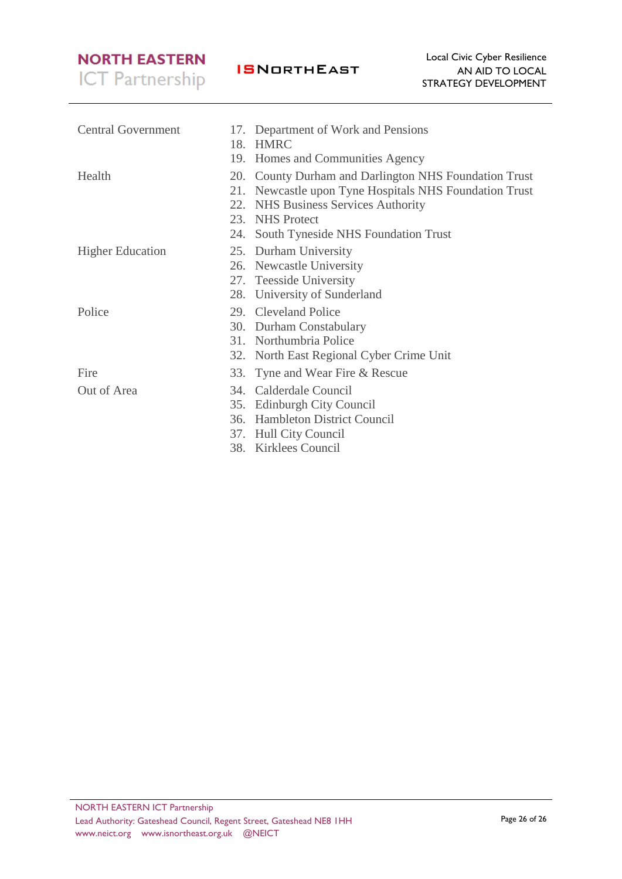| | |
|---|---|
| Central Government | 17. Department of Work and Pensions<br>18. HMRC<br>19. Homes and Communities Agency |
| Health | 20. County Durham and Darlington NHS Foundation Trust<br>21. Newcastle upon Tyne Hospitals NHS Foundation Trust<br>22. NHS Business Services Authority<br>23. NHS Protect<br>24. South Tyneside NHS Foundation Trust |
| Higher Education | 25. Durham University<br>26. Newcastle University<br>27. Teesside University<br>28. University of Sunderland |
| Police | 29. Cleveland Police<br>30. Durham Constabulary<br>31. Northumbria Police<br>32. North East Regional Cyber Crime Unit |
| Fire | 33. Tyne and Wear Fire & Rescue |
| Out of Area | 34. Calderdale Council<br>35. Edinburgh City Council<br>36. Hambleton District Council<br>37. Hull City Council<br>38. Kirklees Council |